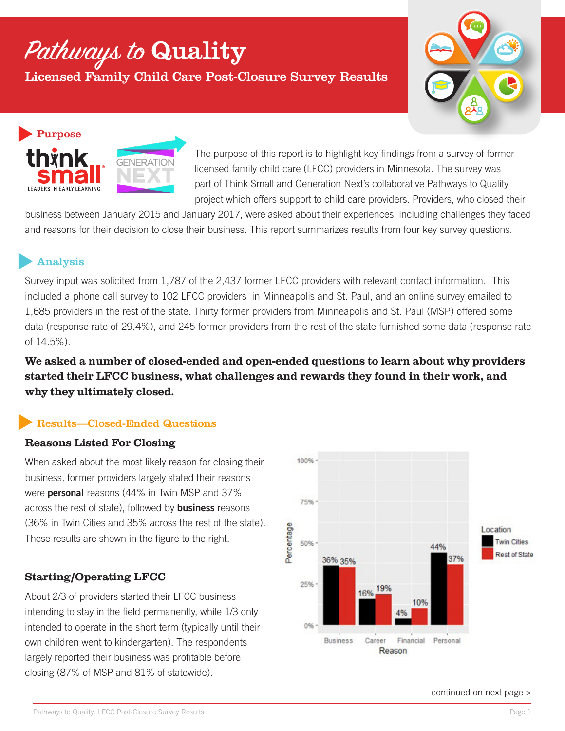# *Pathways to* Quality

## Licensed Family Child Care Post-Closure Survey Results

### Purpose

The purpose of this report is to highlight key findings from a survey of former licensed family child care (LFCC) providers in Minnesota. The survey was part of Think Small and Generation Next's collaborative Pathways to Quality project which offers support to child care providers. Providers, who closed their business between January 2015 and January 2017, were asked about their experiences, including challenges they faced and reasons for their decision to close their business. This report summarizes results from four key survey questions.

### Analysis

Survey input was solicited from 1,787 of the 2,437 former LFCC providers with relevant contact information. This included a phone call survey to 102 LFCC providers in Minneapolis and St. Paul, and an online survey emailed to 1,685 providers in the rest of the state. Thirty former providers from Minneapolis and St. Paul (MSP) offered some data (response rate of 29.4%), and 245 former providers from the rest of the state furnished some data (response rate of 14.5%).

**We asked a number of closed-ended and open-ended questions to learn about why providers started their LFCC business, what challenges and rewards they found in their work, and why they ultimately closed.**

### Results—Closed-Ended Questions

#### Reasons Listed For Closing

When asked about the most likely reason for closing their business, former providers largely stated their reasons were **personal** reasons (44% in Twin MSP and 37% across the rest of state), followed by **business** reasons (36% in Twin Cities and 35% across the rest of the state). These results are shown in the figure to the right.

| Reason | Twin Cities | Rest of State |
|---|---|---|
| Business | 36% | 35% |
| Career | 16% | 19% |
| Financial | 4% | 10% |
| Personal | 44% | 37% |

#### Starting/Operating LFCC

About 2/3 of providers started their LFCC business intending to stay in the field permanently, while 1/3 only intended to operate in the short term (typically until their own children went to kindergarten). The respondents largely reported their business was profitable before closing (87% of MSP and 81% of statewide).

continued on next page >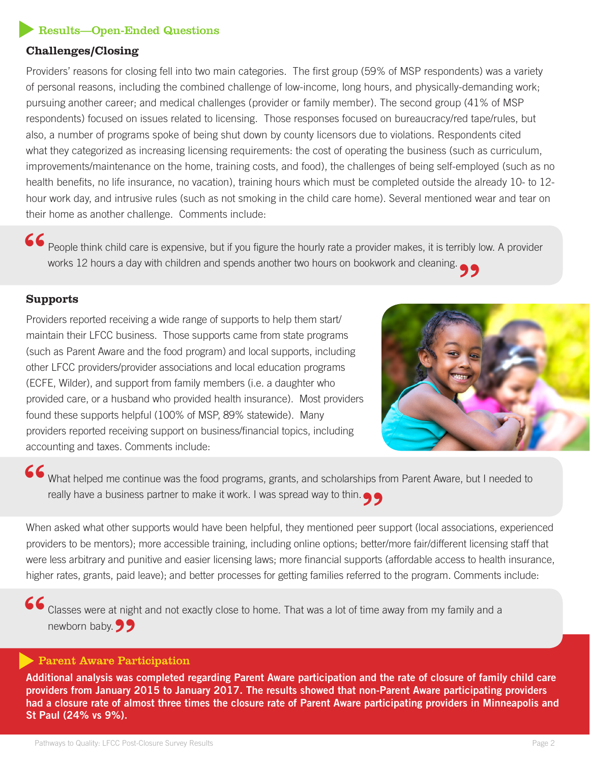## Results—Open-Ended Questions

### Challenges/Closing

Providers' reasons for closing fell into two main categories. The first group (59% of MSP respondents) was a variety of personal reasons, including the combined challenge of low-income, long hours, and physically-demanding work; pursuing another career; and medical challenges (provider or family member). The second group (41% of MSP respondents) focused on issues related to licensing. Those responses focused on bureaucracy/red tape/rules, but also, a number of programs spoke of being shut down by county licensors due to violations. Respondents cited what they categorized as increasing licensing requirements: the cost of operating the business (such as curriculum, improvements/maintenance on the home, training costs, and food), the challenges of being self-employed (such as no health benefits, no life insurance, no vacation), training hours which must be completed outside the already 10- to 12-hour work day, and intrusive rules (such as not smoking in the child care home). Several mentioned wear and tear on their home as another challenge. Comments include:

> "People think child care is expensive, but if you figure the hourly rate a provider makes, it is terribly low. A provider works 12 hours a day with children and spends another two hours on bookwork and cleaning."

### Supports

Providers reported receiving a wide range of supports to help them start/maintain their LFCC business. Those supports came from state programs (such as Parent Aware and the food program) and local supports, including other LFCC providers/provider associations and local education programs (ECFE, Wilder), and support from family members (i.e. a daughter who provided care, or a husband who provided health insurance). Most providers found these supports helpful (100% of MSP, 89% statewide). Many providers reported receiving support on business/financial topics, including accounting and taxes. Comments include:

> "What helped me continue was the food programs, grants, and scholarships from Parent Aware, but I needed to really have a business partner to make it work. I was spread way to thin."

When asked what other supports would have been helpful, they mentioned peer support (local associations, experienced providers to be mentors); more accessible training, including online options; better/more fair/different licensing staff that were less arbitrary and punitive and easier licensing laws; more financial supports (affordable access to health insurance, higher rates, grants, paid leave); and better processes for getting families referred to the program. Comments include:

> "Classes were at night and not exactly close to home. That was a lot of time away from my family and a newborn baby."

## Parent Aware Participation

**Additional analysis was completed regarding Parent Aware participation and the rate of closure of family child care providers from January 2015 to January 2017. The results showed that non-Parent Aware participating providers had a closure rate of almost three times the closure rate of Parent Aware participating providers in Minneapolis and St Paul (24% vs 9%).**